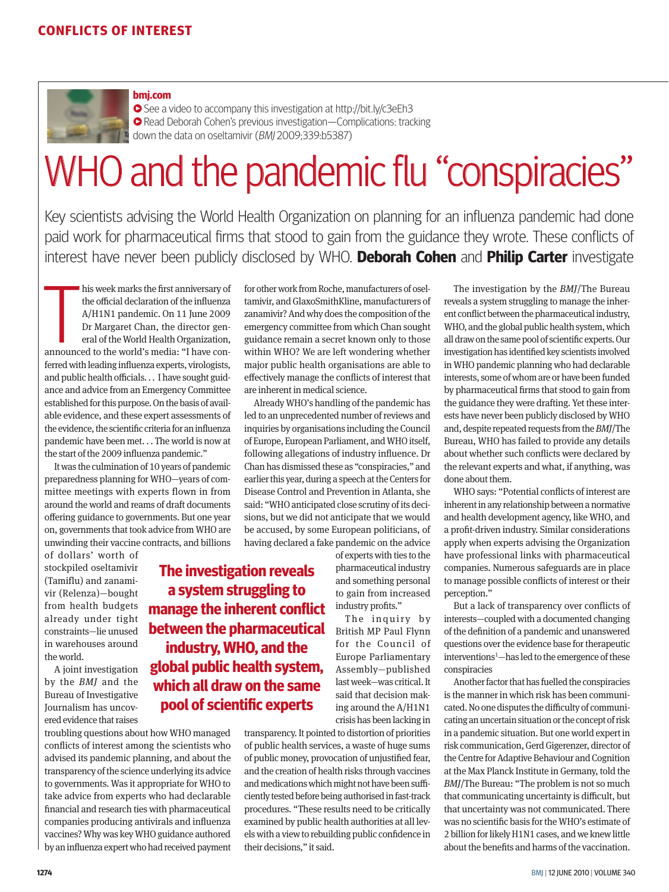CONFLICTS OF INTEREST

**bmj.com**

- See a video to accompany this investigation at http://bit.ly/c3eEh3
- Read Deborah Cohen's previous investigation—Complications: tracking down the data on oseltamivir (*BMJ* 2009;339:b5387)

# WHO and the pandemic flu "conspiracies"

Key scientists advising the World Health Organization on planning for an influenza pandemic had done paid work for pharmaceutical firms that stood to gain from the guidance they wrote. These conflicts of interest have never been publicly disclosed by WHO. **Deborah Cohen** and **Philip Carter** investigate

This week marks the first anniversary of the official declaration of the influenza A/H1N1 pandemic. On 11 June 2009 Dr Margaret Chan, the director general of the World Health Organization, announced to the world's media: "I have conferred with leading influenza experts, virologists, and public health officials. . . I have sought guidance and advice from an Emergency Committee established for this purpose. On the basis of available evidence, and these expert assessments of the evidence, the scientific criteria for an influenza pandemic have been met. . . The world is now at the start of the 2009 influenza pandemic."

It was the culmination of 10 years of pandemic preparedness planning for WHO—years of committee meetings with experts flown in from around the world and reams of draft documents offering guidance to governments. But one year on, governments that took advice from WHO are unwinding their vaccine contracts, and billions of dollars' worth of stockpiled oseltamivir (Tamiflu) and zanamivir (Relenza)—bought from health budgets already under tight constraints—lie unused in warehouses around the world.

A joint investigation by the *BMJ* and the Bureau of Investigative Journalism has uncovered evidence that raises troubling questions about how WHO managed conflicts of interest among the scientists who advised its pandemic planning, and about the transparency of the science underlying its advice to governments. Was it appropriate for WHO to take advice from experts who had declarable financial and research ties with pharmaceutical companies producing antivirals and influenza vaccines? Why was key WHO guidance authored by an influenza expert who had received payment for other work from Roche, manufacturers of oseltamivir, and GlaxoSmithKline, manufacturers of zanamivir? And why does the composition of the emergency committee from which Chan sought guidance remain a secret known only to those within WHO? We are left wondering whether major public health organisations are able to effectively manage the conflicts of interest that are inherent in medical science.

Already WHO's handling of the pandemic has led to an unprecedented number of reviews and inquiries by organisations including the Council of Europe, European Parliament, and WHO itself, following allegations of industry influence. Dr Chan has dismissed these as "conspiracies," and earlier this year, during a speech at the Centers for Disease Control and Prevention in Atlanta, she said: "WHO anticipated close scrutiny of its decisions, but we did not anticipate that we would be accused, by some European politicians, of having declared a fake pandemic on the advice of experts with ties to the pharmaceutical industry and something personal to gain from increased industry profits."

**The investigation reveals a system struggling to manage the inherent conflict between the pharmaceutical industry, WHO, and the global public health system, which all draw on the same pool of scientific experts**

The inquiry by British MP Paul Flynn for the Council of Europe Parliamentary Assembly—published last week—was critical. It said that decision making around the A/H1N1 crisis has been lacking in transparency. It pointed to distortion of priorities of public health services, a waste of huge sums of public money, provocation of unjustified fear, and the creation of health risks through vaccines and medications which might not have been sufficiently tested before being authorised in fast-track procedures. "These results need to be critically examined by public health authorities at all levels with a view to rebuilding public confidence in their decisions," it said.

The investigation by the *BMJ*/The Bureau reveals a system struggling to manage the inherent conflict between the pharmaceutical industry, WHO, and the global public health system, which all draw on the same pool of scientific experts. Our investigation has identified key scientists involved in WHO pandemic planning who had declarable interests, some of whom are or have been funded by pharmaceutical firms that stood to gain from the guidance they were drafting. Yet these interests have never been publicly disclosed by WHO and, despite repeated requests from the *BMJ*/The Bureau, WHO has failed to provide any details about whether such conflicts were declared by the relevant experts and what, if anything, was done about them.

WHO says: "Potential conflicts of interest are inherent in any relationship between a normative and health development agency, like WHO, and a profit-driven industry. Similar considerations apply when experts advising the Organization have professional links with pharmaceutical companies. Numerous safeguards are in place to manage possible conflicts of interest or their perception."

But a lack of transparency over conflicts of interests—coupled with a documented changing of the definition of a pandemic and unanswered questions over the evidence base for therapeutic interventions[1]—has led to the emergence of these conspiracies

Another factor that has fuelled the conspiracies is the manner in which risk has been communicated. No one disputes the difficulty of communicating an uncertain situation or the concept of risk in a pandemic situation. But one world expert in risk communication, Gerd Gigerenzer, director of the Centre for Adaptive Behaviour and Cognition at the Max Planck Institute in Germany, told the *BMJ*/The Bureau: "The problem is not so much that communicating uncertainty is difficult, but that uncertainty was not communicated. There was no scientific basis for the WHO's estimate of 2 billion for likely H1N1 cases, and we knew little about the benefits and harms of the vaccination.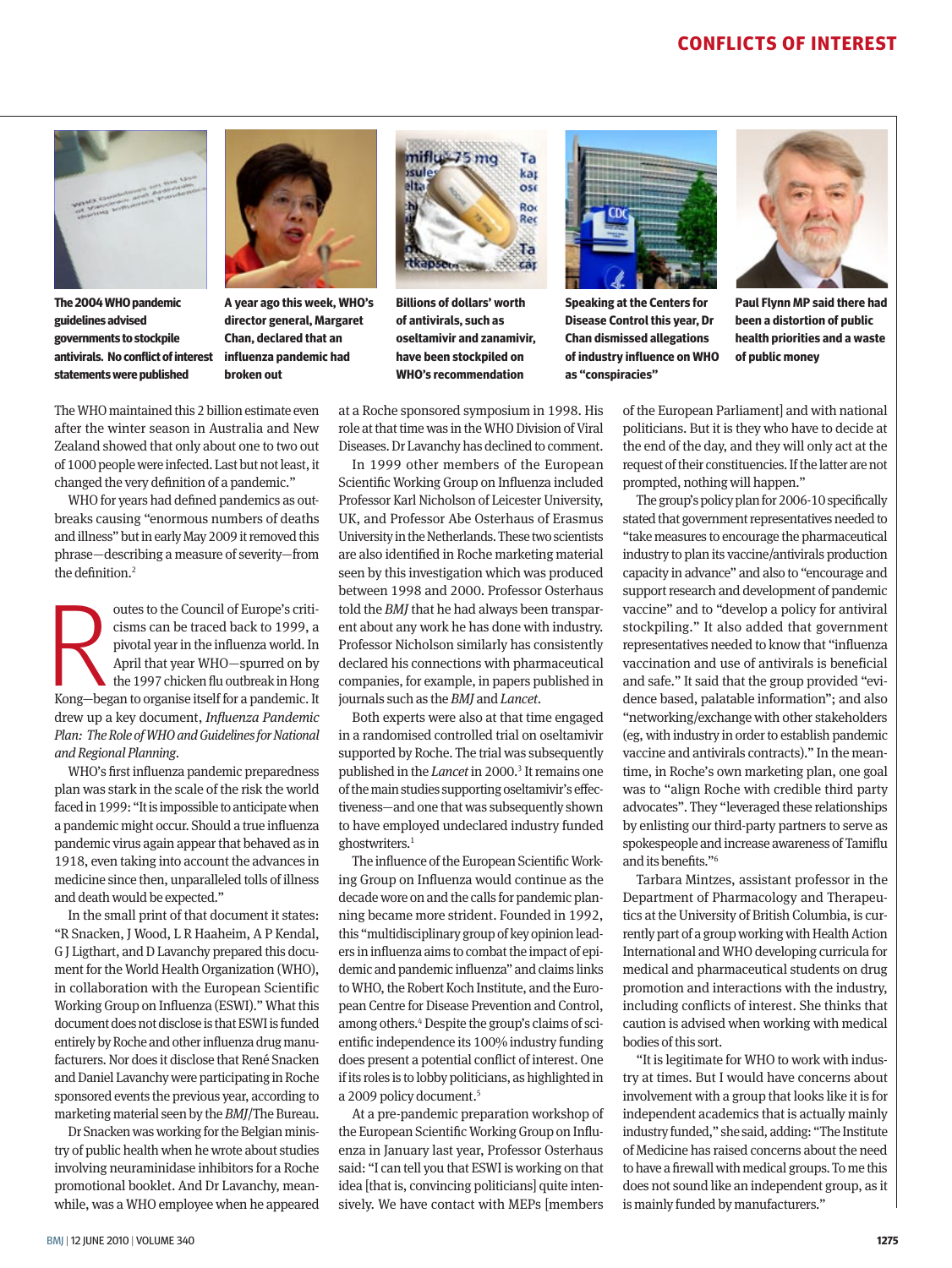The 2004 WHO pandemic guidelines advised governments to stockpile antivirals. No conflict of interest statements were published

A year ago this week, WHO's director general, Margaret Chan, declared that an influenza pandemic had broken out

Billions of dollars' worth of antivirals, such as oseltamivir and zanamivir, have been stockpiled on WHO's recommendation

Speaking at the Centers for Disease Control this year, Dr Chan dismissed allegations of industry influence on WHO as "conspiracies"

Paul Flynn MP said there had been a distortion of public health priorities and a waste of public money

The WHO maintained this 2 billion estimate even after the winter season in Australia and New Zealand showed that only about one to two out of 1000 people were infected. Last but not least, it changed the very definition of a pandemic."

WHO for years had defined pandemics as outbreaks causing "enormous numbers of deaths and illness" but in early May 2009 it removed this phrase—describing a measure of severity—from the definition.[2]

Routes to the Council of Europe's criticisms can be traced back to 1999, a pivotal year in the influenza world. In April that year WHO—spurred on by the 1997 chicken flu outbreak in Hong Kong—began to organise itself for a pandemic. It drew up a key document, *Influenza Pandemic Plan: The Role of WHO and Guidelines for National and Regional Planning*.

WHO's first influenza pandemic preparedness plan was stark in the scale of the risk the world faced in 1999: "It is impossible to anticipate when a pandemic might occur. Should a true influenza pandemic virus again appear that behaved as in 1918, even taking into account the advances in medicine since then, unparalleled tolls of illness and death would be expected."

In the small print of that document it states: "R Snacken, J Wood, L R Haaheim, A P Kendal, G J Ligthart, and D Lavanchy prepared this document for the World Health Organization (WHO), in collaboration with the European Scientific Working Group on Influenza (ESWI)." What this document does not disclose is that ESWI is funded entirely by Roche and other influenza drug manufacturers. Nor does it disclose that René Snacken and Daniel Lavanchy were participating in Roche sponsored events the previous year, according to marketing material seen by the *BMJ*/The Bureau.

Dr Snacken was working for the Belgian ministry of public health when he wrote about studies involving neuraminidase inhibitors for a Roche promotional booklet. And Dr Lavanchy, meanwhile, was a WHO employee when he appeared at a Roche sponsored symposium in 1998. His role at that time was in the WHO Division of Viral Diseases. Dr Lavanchy has declined to comment.

In 1999 other members of the European Scientific Working Group on Influenza included Professor Karl Nicholson of Leicester University, UK, and Professor Abe Osterhaus of Erasmus University in the Netherlands. These two scientists are also identified in Roche marketing material seen by this investigation which was produced between 1998 and 2000. Professor Osterhaus told the *BMJ* that he had always been transparent about any work he has done with industry. Professor Nicholson similarly has consistently declared his connections with pharmaceutical companies, for example, in papers published in journals such as the *BMJ* and *Lancet*.

Both experts were also at that time engaged in a randomised controlled trial on oseltamivir supported by Roche. The trial was subsequently published in the *Lancet* in 2000.[3] It remains one of the main studies supporting oseltamivir's effectiveness—and one that was subsequently shown to have employed undeclared industry funded ghostwriters.[1]

The influence of the European Scientific Working Group on Influenza would continue as the decade wore on and the calls for pandemic planning became more strident. Founded in 1992, this "multidisciplinary group of key opinion leaders in influenza aims to combat the impact of epidemic and pandemic influenza" and claims links to WHO, the Robert Koch Institute, and the European Centre for Disease Prevention and Control, among others.[4] Despite the group's claims of scientific independence its 100% industry funding does present a potential conflict of interest. One if its roles is to lobby politicians, as highlighted in a 2009 policy document.[5]

At a pre-pandemic preparation workshop of the European Scientific Working Group on Influenza in January last year, Professor Osterhaus said: "I can tell you that ESWI is working on that idea [that is, convincing politicians] quite intensively. We have contact with MEPs [members of the European Parliament] and with national politicians. But it is they who have to decide at the end of the day, and they will only act at the request of their constituencies. If the latter are not prompted, nothing will happen."

The group's policy plan for 2006-10 specifically stated that government representatives needed to "take measures to encourage the pharmaceutical industry to plan its vaccine/antivirals production capacity in advance" and also to "encourage and support research and development of pandemic vaccine" and to "develop a policy for antiviral stockpiling." It also added that government representatives needed to know that "influenza vaccination and use of antivirals is beneficial and safe." It said that the group provided "evidence based, palatable information"; and also "networking/exchange with other stakeholders (eg, with industry in order to establish pandemic vaccine and antivirals contracts)." In the meantime, in Roche's own marketing plan, one goal was to "align Roche with credible third party advocates". They "leveraged these relationships by enlisting our third-party partners to serve as spokespeople and increase awareness of Tamiflu and its benefits."[6]

Tarbara Mintzes, assistant professor in the Department of Pharmacology and Therapeutics at the University of British Columbia, is currently part of a group working with Health Action International and WHO developing curricula for medical and pharmaceutical students on drug promotion and interactions with the industry, including conflicts of interest. She thinks that caution is advised when working with medical bodies of this sort.

"It is legitimate for WHO to work with industry at times. But I would have concerns about involvement with a group that looks like it is for independent academics that is actually mainly industry funded," she said, adding: "The Institute of Medicine has raised concerns about the need to have a firewall with medical groups. To me this does not sound like an independent group, as it is mainly funded by manufacturers."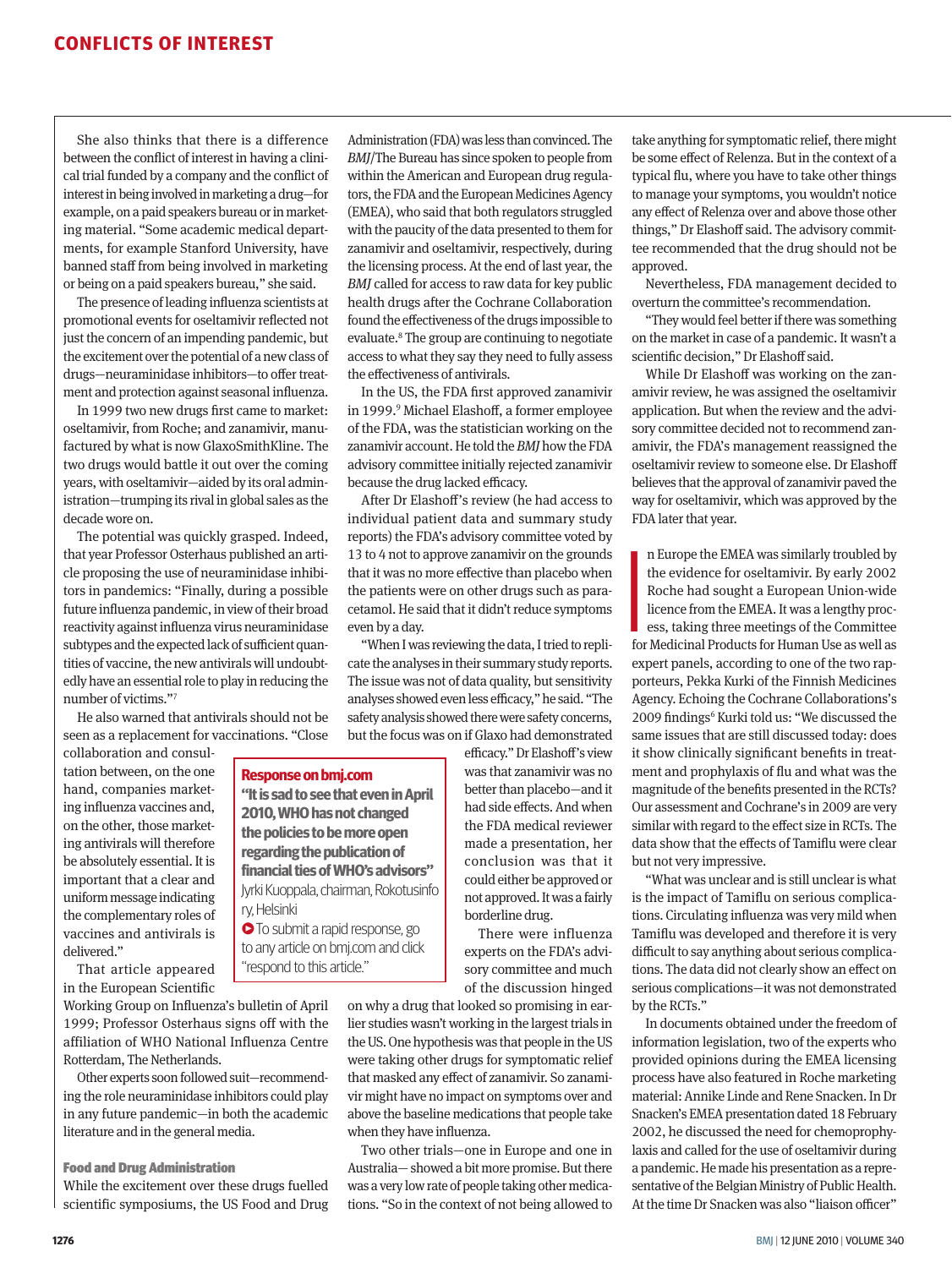She also thinks that there is a difference between the conflict of interest in having a clinical trial funded by a company and the conflict of interest in being involved in marketing a drug—for example, on a paid speakers bureau or in marketing material. "Some academic medical departments, for example Stanford University, have banned staff from being involved in marketing or being on a paid speakers bureau," she said.

The presence of leading influenza scientists at promotional events for oseltamivir reflected not just the concern of an impending pandemic, but the excitement over the potential of a new class of drugs—neuraminidase inhibitors—to offer treatment and protection against seasonal influenza.

In 1999 two new drugs first came to market: oseltamivir, from Roche; and zanamivir, manufactured by what is now GlaxoSmithKline. The two drugs would battle it out over the coming years, with oseltamivir—aided by its oral administration—trumping its rival in global sales as the decade wore on.

The potential was quickly grasped. Indeed, that year Professor Osterhaus published an article proposing the use of neuraminidase inhibitors in pandemics: "Finally, during a possible future influenza pandemic, in view of their broad reactivity against influenza virus neuraminidase subtypes and the expected lack of sufficient quantities of vaccine, the new antivirals will undoubtedly have an essential role to play in reducing the number of victims."[7]

He also warned that antivirals should not be seen as a replacement for vaccinations. "Close collaboration and consultation between, on the one hand, companies marketing influenza vaccines and, on the other, those marketing antivirals will therefore be absolutely essential. It is important that a clear and uniform message indicating the complementary roles of vaccines and antivirals is delivered."

That article appeared in the European Scientific Working Group on Influenza's bulletin of April 1999; Professor Osterhaus signs off with the affiliation of WHO National Influenza Centre Rotterdam, The Netherlands.

Other experts soon followed suit—recommending the role neuraminidase inhibitors could play in any future pandemic—in both the academic literature and in the general media.

### Food and Drug Administration

While the excitement over these drugs fuelled scientific symposiums, the US Food and Drug Administration (FDA) was less than convinced. The *BMJ*/The Bureau has since spoken to people from within the American and European drug regulators, the FDA and the European Medicines Agency (EMEA), who said that both regulators struggled with the paucity of the data presented to them for zanamivir and oseltamivir, respectively, during the licensing process. At the end of last year, the *BMJ* called for access to raw data for key public health drugs after the Cochrane Collaboration found the effectiveness of the drugs impossible to evaluate.[8] The group are continuing to negotiate access to what they say they need to fully assess the effectiveness of antivirals.

In the US, the FDA first approved zanamivir in 1999.[9] Michael Elashoff, a former employee of the FDA, was the statistician working on the zanamivir account. He told the *BMJ* how the FDA advisory committee initially rejected zanamivir because the drug lacked efficacy.

After Dr Elashoff's review (he had access to individual patient data and summary study reports) the FDA's advisory committee voted by 13 to 4 not to approve zanamivir on the grounds that it was no more effective than placebo when the patients were on other drugs such as paracetamol. He said that it didn't reduce symptoms even by a day.

"When I was reviewing the data, I tried to replicate the analyses in their summary study reports. The issue was not of data quality, but sensitivity analyses showed even less efficacy," he said. "The safety analysis showed there were safety concerns, but the focus was on if Glaxo had demonstrated efficacy." Dr Elashoff's view was that zanamivir was no better than placebo—and it had side effects. And when the FDA medical reviewer made a presentation, her conclusion was that it could either be approved or not approved. It was a fairly borderline drug.

There were influenza experts on the FDA's advisory committee and much of the discussion hinged on why a drug that looked so promising in earlier studies wasn't working in the largest trials in the US. One hypothesis was that people in the US were taking other drugs for symptomatic relief that masked any effect of zanamivir. So zanamivir might have no impact on symptoms over and above the baseline medications that people take when they have influenza.

Two other trials—one in Europe and one in Australia— showed a bit more promise. But there was a very low rate of people taking other medications. "So in the context of not being allowed to take anything for symptomatic relief, there might be some effect of Relenza. But in the context of a typical flu, where you have to take other things to manage your symptoms, you wouldn't notice any effect of Relenza over and above those other things," Dr Elashoff said. The advisory committee recommended that the drug should not be approved.

Nevertheless, FDA management decided to overturn the committee's recommendation.

"They would feel better if there was something on the market in case of a pandemic. It wasn't a scientific decision," Dr Elashoff said.

While Dr Elashoff was working on the zanamivir review, he was assigned the oseltamivir application. But when the review and the advisory committee decided not to recommend zanamivir, the FDA's management reassigned the oseltamivir review to someone else. Dr Elashoff believes that the approval of zanamivir paved the way for oseltamivir, which was approved by the FDA later that year.

In Europe the EMEA was similarly troubled by the evidence for oseltamivir. By early 2002 Roche had sought a European Union-wide licence from the EMEA. It was a lengthy process, taking three meetings of the Committee for Medicinal Products for Human Use as well as expert panels, according to one of the two rapporteurs, Pekka Kurki of the Finnish Medicines Agency. Echoing the Cochrane Collaborations's 2009 findings[6] Kurki told us: "We discussed the same issues that are still discussed today: does it show clinically significant benefits in treatment and prophylaxis of flu and what was the magnitude of the benefits presented in the RCTs? Our assessment and Cochrane's in 2009 are very similar with regard to the effect size in RCTs. The data show that the effects of Tamiflu were clear but not very impressive.

"What was unclear and is still unclear is what is the impact of Tamiflu on serious complications. Circulating influenza was very mild when Tamiflu was developed and therefore it is very difficult to say anything about serious complications. The data did not clearly show an effect on serious complications—it was not demonstrated by the RCTs."

In documents obtained under the freedom of information legislation, two of the experts who provided opinions during the EMEA licensing process have also featured in Roche marketing material: Annike Linde and Rene Snacken. In Dr Snacken's EMEA presentation dated 18 February 2002, he discussed the need for chemoprophylaxis and called for the use of oseltamivir during a pandemic. He made his presentation as a representative of the Belgian Ministry of Public Health. At the time Dr Snacken was also "liaison officer"

---

**Response on bmj.com**

**"It is sad to see that even in April 2010, WHO has not changed the policies to be more open regarding the publication of financial ties of WHO's advisors"**

Jyrki Kuoppala, chairman, Rokotusinfo ry, Helsinki

To submit a rapid response, go to any article on bmj.com and click "respond to this article."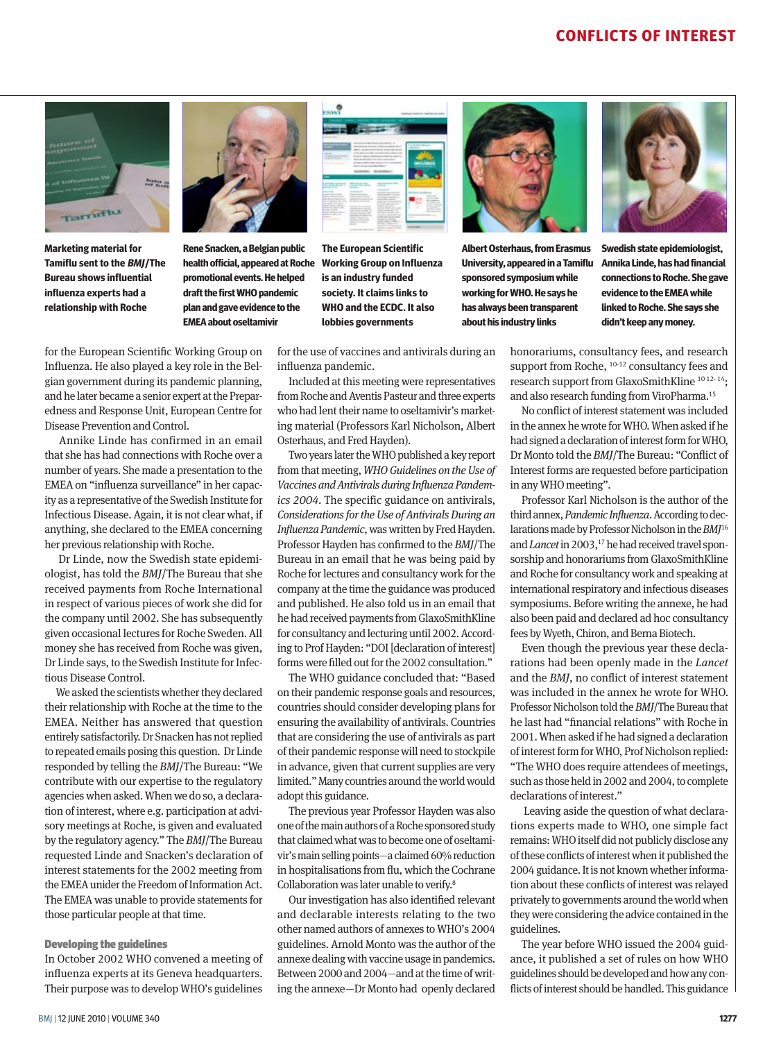**Marketing material for Tamiflu sent to the *BMJ*/The Bureau shows influential influenza experts had a relationship with Roche**

**Rene Snacken, a Belgian public health official, appeared at Roche promotional events. He helped draft the first WHO pandemic plan and gave evidence to the EMEA about oseltamivir**

**The European Scientific Working Group on Influenza is an industry funded society. It claims links to WHO and the ECDC. It also lobbies governments**

**Albert Osterhaus, from Erasmus University, appeared in a Tamiflu sponsored symposium while working for WHO. He says he has always been transparent about his industry links**

**Swedish state epidemiologist, Annika Linde, has had financial connections to Roche. She gave evidence to the EMEA while linked to Roche. She says she didn't keep any money.**

for the European Scientific Working Group on Influenza. He also played a key role in the Belgian government during its pandemic planning, and he later became a senior expert at the Preparedness and Response Unit, European Centre for Disease Prevention and Control.

Annike Linde has confirmed in an email that she has had connections with Roche over a number of years. She made a presentation to the EMEA on "influenza surveillance" in her capacity as a representative of the Swedish Institute for Infectious Disease. Again, it is not clear what, if anything, she declared to the EMEA concerning her previous relationship with Roche.

Dr Linde, now the Swedish state epidemiologist, has told the *BMJ*/The Bureau that she received payments from Roche International in respect of various pieces of work she did for the company until 2002. She has subsequently given occasional lectures for Roche Sweden. All money she has received from Roche was given, Dr Linde says, to the Swedish Institute for Infectious Disease Control.

We asked the scientists whether they declared their relationship with Roche at the time to the EMEA. Neither has answered that question entirely satisfactorily. Dr Snacken has not replied to repeated emails posing this question. Dr Linde responded by telling the *BMJ*/The Bureau: "We contribute with our expertise to the regulatory agencies when asked. When we do so, a declaration of interest, where e.g. participation at advisory meetings at Roche, is given and evaluated by the regulatory agency." The *BMJ*/The Bureau requested Linde and Snacken's declaration of interest statements for the 2002 meeting from the EMEA under the Freedom of Information Act. The EMEA was unable to provide statements for those particular people at that time.

### Developing the guidelines

In October 2002 WHO convened a meeting of influenza experts at its Geneva headquarters. Their purpose was to develop WHO's guidelines for the use of vaccines and antivirals during an influenza pandemic.

Included at this meeting were representatives from Roche and Aventis Pasteur and three experts who had lent their name to oseltamivir's marketing material (Professors Karl Nicholson, Albert Osterhaus, and Fred Hayden).

Two years later the WHO published a key report from that meeting, *WHO Guidelines on the Use of Vaccines and Antivirals during Influenza Pandemics 2004*. The specific guidance on antivirals, *Considerations for the Use of Antivirals During an Influenza Pandemic*, was written by Fred Hayden. Professor Hayden has confirmed to the *BMJ*/The Bureau in an email that he was being paid by Roche for lectures and consultancy work for the company at the time the guidance was produced and published. He also told us in an email that he had received payments from GlaxoSmithKline for consultancy and lecturing until 2002. According to Prof Hayden: "DOI [declaration of interest] forms were filled out for the 2002 consultation."

The WHO guidance concluded that: "Based on their pandemic response goals and resources, countries should consider developing plans for ensuring the availability of antivirals. Countries that are considering the use of antivirals as part of their pandemic response will need to stockpile in advance, given that current supplies are very limited." Many countries around the world would adopt this guidance.

The previous year Professor Hayden was also one of the main authors of a Roche sponsored study that claimed what was to become one of oseltamivir's main selling points—a claimed 60% reduction from hospitalisations from flu, which the Cochrane Collaboration was later unable to verify.[8]

Our investigation has also identified relevant and declarable interests relating to the two other named authors of annexes to WHO's 2004 guidelines. Arnold Monto was the author of the annexe dealing with vaccine usage in pandemics. Between 2000 and 2004—and at the time of writing the annexe—Dr Monto had openly declared honorariums, consultancy fees, and research support from Roche,[10-12] consultancy fees and research support from GlaxoSmithKline[10 12-14]; and also research funding from ViroPharma.[15]

No conflict of interest statement was included in the annex he wrote for WHO. When asked if he had signed a declaration of interest form for WHO, Dr Monto told the *BMJ*/The Bureau: "Conflict of Interest forms are requested before participation in any WHO meeting".

Professor Karl Nicholson is the author of the third annex, *Pandemic Influenza*. According to declarations made by Professor Nicholson in the *BMJ*[16] and *Lancet* in 2003,[17] he had received travel sponsorship and honorariums from GlaxoSmithKline and Roche for consultancy work and speaking at international respiratory and infectious diseases symposiums. Before writing the annexe, he had also been paid and declared ad hoc consultancy fees by Wyeth, Chiron, and Berna Biotech.

Even though the previous year these declarations had been openly made in the *Lancet* and the *BMJ*, no conflict of interest statement was included in the annex he wrote for WHO. Professor Nicholson told the *BMJ*/The Bureau that he last had "financial relations" with Roche in 2001. When asked if he had signed a declaration of interest form for WHO, Prof Nicholson replied: "The WHO does require attendees of meetings, such as those held in 2002 and 2004, to complete declarations of interest."

Leaving aside the question of what declarations experts made to WHO, one simple fact remains: WHO itself did not publicly disclose any of these conflicts of interest when it published the 2004 guidance. It is not known whether information about these conflicts of interest was relayed privately to governments around the world when they were considering the advice contained in the guidelines.

The year before WHO issued the 2004 guidance, it published a set of rules on how WHO guidelines should be developed and how any conflicts of interest should be handled. This guidance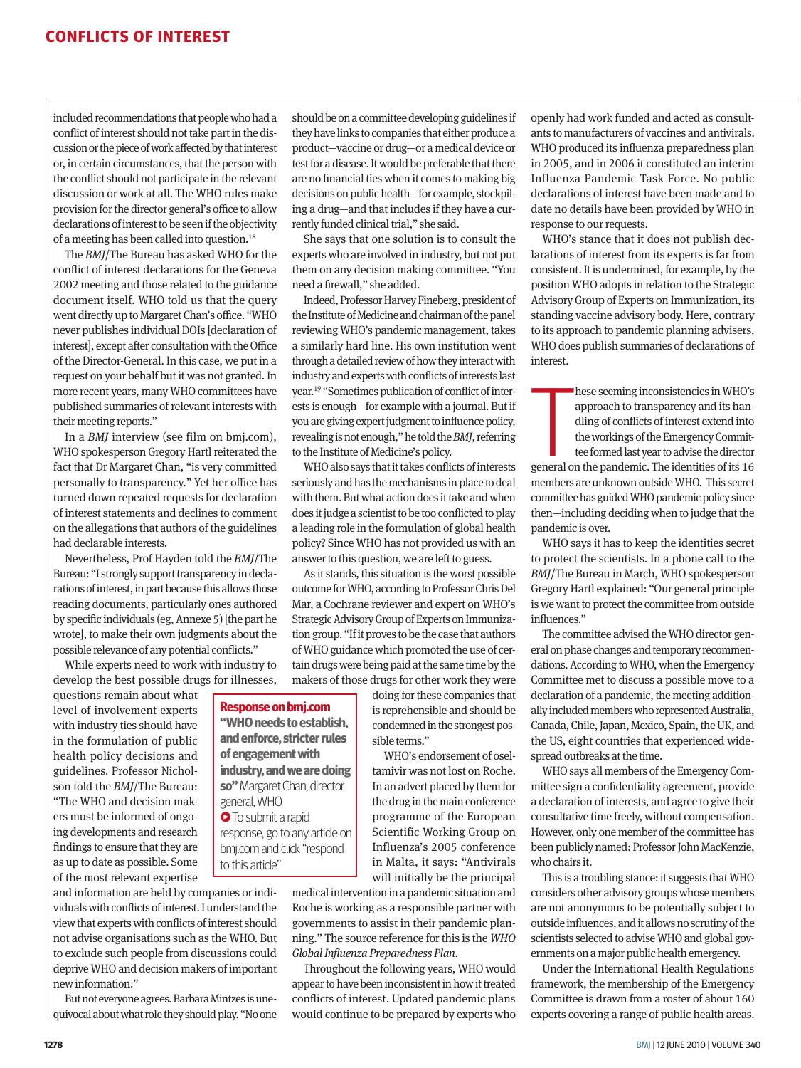included recommendations that people who had a conflict of interest should not take part in the discussion or the piece of work affected by that interest or, in certain circumstances, that the person with the conflict should not participate in the relevant discussion or work at all. The WHO rules make provision for the director general's office to allow declarations of interest to be seen if the objectivity of a meeting has been called into question.[18]

The *BMJ*/The Bureau has asked WHO for the conflict of interest declarations for the Geneva 2002 meeting and those related to the guidance document itself. WHO told us that the query went directly up to Margaret Chan's office. "WHO never publishes individual DOIs [declaration of interest], except after consultation with the Office of the Director-General. In this case, we put in a request on your behalf but it was not granted. In more recent years, many WHO committees have published summaries of relevant interests with their meeting reports."

In a *BMJ* interview (see film on bmj.com), WHO spokesperson Gregory Hartl reiterated the fact that Dr Margaret Chan, "is very committed personally to transparency." Yet her office has turned down repeated requests for declaration of interest statements and declines to comment on the allegations that authors of the guidelines had declarable interests.

Nevertheless, Prof Hayden told the *BMJ*/The Bureau: "I strongly support transparency in declarations of interest, in part because this allows those reading documents, particularly ones authored by specific individuals (eg, Annexe 5) [the part he wrote], to make their own judgments about the possible relevance of any potential conflicts."

While experts need to work with industry to develop the best possible drugs for illnesses, questions remain about what level of involvement experts with industry ties should have in the formulation of public health policy decisions and guidelines. Professor Nicholson told the *BMJ*/The Bureau: "The WHO and decision makers must be informed of ongoing developments and research findings to ensure that they are as up to date as possible. Some of the most relevant expertise and information are held by companies or individuals with conflicts of interest. I understand the view that experts with conflicts of interest should not advise organisations such as the WHO. But to exclude such people from discussions could deprive WHO and decision makers of important new information."

But not everyone agrees. Barbara Mintzes is unequivocal about what role they should play. "No one should be on a committee developing guidelines if they have links to companies that either produce a product—vaccine or drug—or a medical device or test for a disease. It would be preferable that there are no financial ties when it comes to making big decisions on public health—for example, stockpiling a drug—and that includes if they have a currently funded clinical trial," she said.

She says that one solution is to consult the experts who are involved in industry, but not put them on any decision making committee. "You need a firewall," she added.

Indeed, Professor Harvey Fineberg, president of the Institute of Medicine and chairman of the panel reviewing WHO's pandemic management, takes a similarly hard line. His own institution went through a detailed review of how they interact with industry and experts with conflicts of interests last year.[19] "Sometimes publication of conflict of interests is enough—for example with a journal. But if you are giving expert judgment to influence policy, revealing is not enough," he told the *BMJ*, referring to the Institute of Medicine's policy.

WHO also says that it takes conflicts of interests seriously and has the mechanisms in place to deal with them. But what action does it take and when does it judge a scientist to be too conflicted to play a leading role in the formulation of global health policy? Since WHO has not provided us with an answer to this question, we are left to guess.

As it stands, this situation is the worst possible outcome for WHO, according to Professor Chris Del Mar, a Cochrane reviewer and expert on WHO's Strategic Advisory Group of Experts on Immunization group. "If it proves to be the case that authors of WHO guidance which promoted the use of certain drugs were being paid at the same time by the makers of those drugs for other work they were doing for these companies that is reprehensible and should be condemned in the strongest possible terms."

> **Response on bmj.com**
> **"WHO needs to establish, and enforce, stricter rules of engagement with industry, and we are doing so"** Margaret Chan, director general, WHO
> To submit a rapid response, go to any article on bmj.com and click "respond to this article"

WHO's endorsement of oseltamivir was not lost on Roche. In an advert placed by them for the drug in the main conference programme of the European Scientific Working Group on Influenza's 2005 conference in Malta, it says: "Antivirals will initially be the principal medical intervention in a pandemic situation and Roche is working as a responsible partner with governments to assist in their pandemic planning." The source reference for this is the *WHO Global Influenza Preparedness Plan*.

Throughout the following years, WHO would appear to have been inconsistent in how it treated conflicts of interest. Updated pandemic plans would continue to be prepared by experts who openly had work funded and acted as consultants to manufacturers of vaccines and antivirals. WHO produced its influenza preparedness plan in 2005, and in 2006 it constituted an interim Influenza Pandemic Task Force. No public declarations of interest have been made and to date no details have been provided by WHO in response to our requests.

WHO's stance that it does not publish declarations of interest from its experts is far from consistent. It is undermined, for example, by the position WHO adopts in relation to the Strategic Advisory Group of Experts on Immunization, its standing vaccine advisory body. Here, contrary to its approach to pandemic planning advisers, WHO does publish summaries of declarations of interest.

These seeming inconsistencies in WHO's approach to transparency and its handling of conflicts of interest extend into the workings of the Emergency Committee formed last year to advise the director general on the pandemic. The identities of its 16 members are unknown outside WHO. This secret committee has guided WHO pandemic policy since then—including deciding when to judge that the pandemic is over.

WHO says it has to keep the identities secret to protect the scientists. In a phone call to the *BMJ*/The Bureau in March, WHO spokesperson Gregory Hartl explained: "Our general principle is we want to protect the committee from outside influences."

The committee advised the WHO director general on phase changes and temporary recommendations. According to WHO, when the Emergency Committee met to discuss a possible move to a declaration of a pandemic, the meeting additionally included members who represented Australia, Canada, Chile, Japan, Mexico, Spain, the UK, and the US, eight countries that experienced widespread outbreaks at the time.

WHO says all members of the Emergency Committee sign a confidentiality agreement, provide a declaration of interests, and agree to give their consultative time freely, without compensation. However, only one member of the committee has been publicly named: Professor John MacKenzie, who chairs it.

This is a troubling stance: it suggests that WHO considers other advisory groups whose members are not anonymous to be potentially subject to outside influences, and it allows no scrutiny of the scientists selected to advise WHO and global governments on a major public health emergency.

Under the International Health Regulations framework, the membership of the Emergency Committee is drawn from a roster of about 160 experts covering a range of public health areas.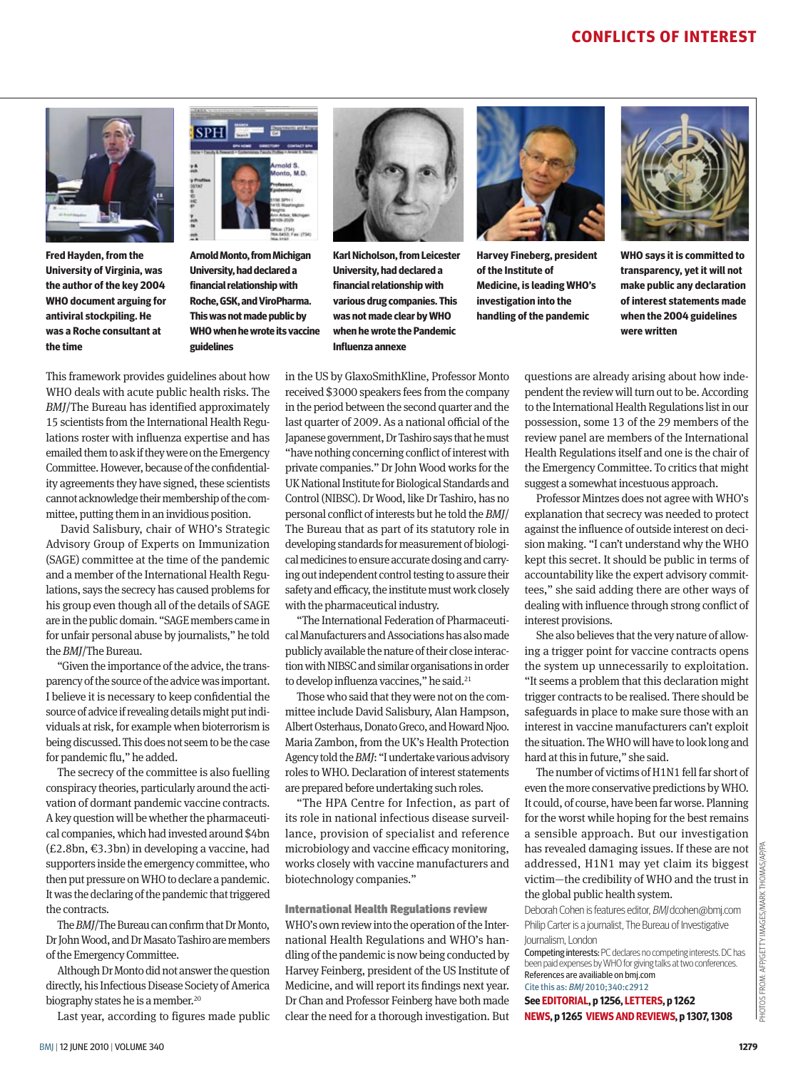Fred Hayden, from the University of Virginia, was the author of the key 2004 WHO document arguing for antiviral stockpiling. He was a Roche consultant at the time

Arnold Monto, from Michigan University, had declared a financial relationship with Roche, GSK, and ViroPharma. This was not made public by WHO when he wrote its vaccine guidelines

Karl Nicholson, from Leicester University, had declared a financial relationship with various drug companies. This was not made clear by WHO when he wrote the Pandemic Influenza annexe

Harvey Fineberg, president of the Institute of Medicine, is leading WHO's investigation into the handling of the pandemic

WHO says it is committed to transparency, yet it will not make public any declaration of interest statements made when the 2004 guidelines were written

This framework provides guidelines about how WHO deals with acute public health risks. The *BMJ*/The Bureau has identified approximately 15 scientists from the International Health Regulations roster with influenza expertise and has emailed them to ask if they were on the Emergency Committee. However, because of the confidentiality agreements they have signed, these scientists cannot acknowledge their membership of the committee, putting them in an invidious position.

David Salisbury, chair of WHO's Strategic Advisory Group of Experts on Immunization (SAGE) committee at the time of the pandemic and a member of the International Health Regulations, says the secrecy has caused problems for his group even though all of the details of SAGE are in the public domain. "SAGE members came in for unfair personal abuse by journalists," he told the *BMJ*/The Bureau.

"Given the importance of the advice, the transparency of the source of the advice was important. I believe it is necessary to keep confidential the source of advice if revealing details might put individuals at risk, for example when bioterrorism is being discussed. This does not seem to be the case for pandemic flu," he added.

The secrecy of the committee is also fuelling conspiracy theories, particularly around the activation of dormant pandemic vaccine contracts. A key question will be whether the pharmaceutical companies, which had invested around \$4bn (£2.8bn, €3.3bn) in developing a vaccine, had supporters inside the emergency committee, who then put pressure on WHO to declare a pandemic. It was the declaring of the pandemic that triggered the contracts.

The *BMJ*/The Bureau can confirm that Dr Monto, Dr John Wood, and Dr Masato Tashiro are members of the Emergency Committee.

Although Dr Monto did not answer the question directly, his Infectious Disease Society of America biography states he is a member.[20]

Last year, according to figures made public in the US by GlaxoSmithKline, Professor Monto received \$3000 speakers fees from the company in the period between the second quarter and the last quarter of 2009. As a national official of the Japanese government, Dr Tashiro says that he must "have nothing concerning conflict of interest with private companies." Dr John Wood works for the UK National Institute for Biological Standards and Control (NIBSC). Dr Wood, like Dr Tashiro, has no personal conflict of interests but he told the *BMJ*/The Bureau that as part of its statutory role in developing standards for measurement of biological medicines to ensure accurate dosing and carrying out independent control testing to assure their safety and efficacy, the institute must work closely with the pharmaceutical industry.

"The International Federation of Pharmaceutical Manufacturers and Associations has also made publicly available the nature of their close interaction with NIBSC and similar organisations in order to develop influenza vaccines," he said.[21]

Those who said that they were not on the committee include David Salisbury, Alan Hampson, Albert Osterhaus, Donato Greco, and Howard Njoo. Maria Zambon, from the UK's Health Protection Agency told the *BMJ*: "I undertake various advisory roles to WHO. Declaration of interest statements are prepared before undertaking such roles.

"The HPA Centre for Infection, as part of its role in national infectious disease surveillance, provision of specialist and reference microbiology and vaccine efficacy monitoring, works closely with vaccine manufacturers and biotechnology companies."

### International Health Regulations review

WHO's own review into the operation of the International Health Regulations and WHO's handling of the pandemic is now being conducted by Harvey Feinberg, president of the US Institute of Medicine, and will report its findings next year. Dr Chan and Professor Feinberg have both made clear the need for a thorough investigation. But questions are already arising about how independent the review will turn out to be. According to the International Health Regulations list in our possession, some 13 of the 29 members of the review panel are members of the International Health Regulations itself and one is the chair of the Emergency Committee. To critics that might suggest a somewhat incestuous approach.

Professor Mintzes does not agree with WHO's explanation that secrecy was needed to protect against the influence of outside interest on decision making. "I can't understand why the WHO kept this secret. It should be public in terms of accountability like the expert advisory committees," she said adding there are other ways of dealing with influence through strong conflict of interest provisions.

She also believes that the very nature of allowing a trigger point for vaccine contracts opens the system up unnecessarily to exploitation. "It seems a problem that this declaration might trigger contracts to be realised. There should be safeguards in place to make sure those with an interest in vaccine manufacturers can't exploit the situation. The WHO will have to look long and hard at this in future," she said.

The number of victims of H1N1 fell far short of even the more conservative predictions by WHO. It could, of course, have been far worse. Planning for the worst while hoping for the best remains a sensible approach. But our investigation has revealed damaging issues. If these are not addressed, H1N1 may yet claim its biggest victim—the credibility of WHO and the trust in the global public health system.

Deborah Cohen is features editor, *BMJ* dcohen@bmj.com

Philip Carter is a journalist, The Bureau of Investigative Journalism, London

**Competing interests:** PC declares no competing interests. DC has been paid expenses by WHO for giving talks at two conferences.

References are available on bmj.com

Cite this as: *BMJ* 2010;340:c2912

**See EDITORIAL, p 1256, LETTERS, p 1262**
**NEWS, p 1265 VIEWS AND REVIEWS, p 1307, 1308**

PHOTOS FROM: AFP/GETTY IMAGES/MARK THOMAS/AP/PA